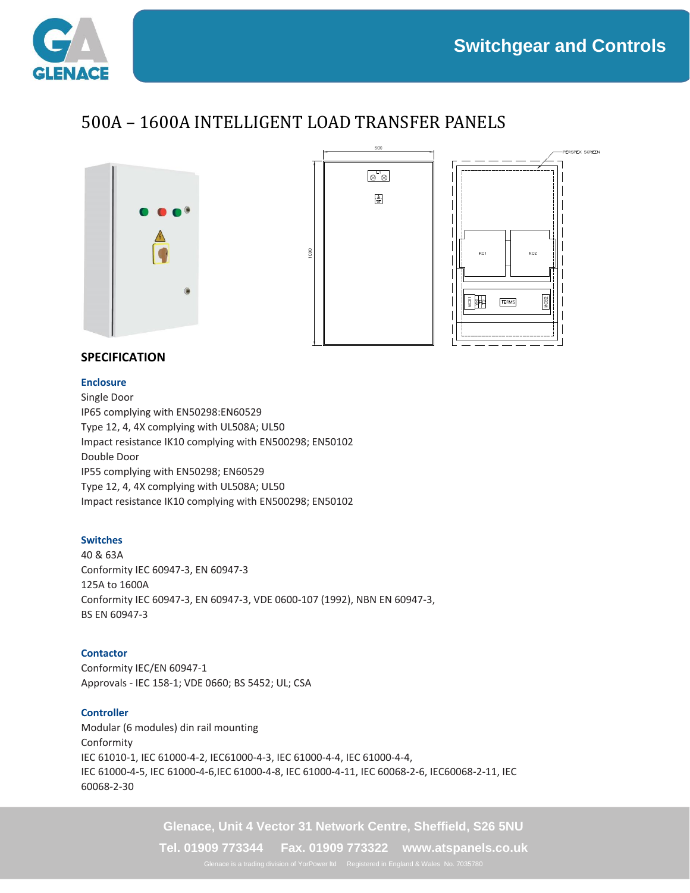# 500A – 1600A INTELLIGENT LOAD TRANSFER PANELS

## SPECIFICATION

### Enclosure

Single Door
IP65 complying with EN50298:EN60529
Type 12, 4, 4X complying with UL508A; UL50
Impact resistance IK10 complying with EN500298; EN50102
Double Door
IP55 complying with EN50298; EN60529
Type 12, 4, 4X complying with UL508A; UL50
Impact resistance IK10 complying with EN500298; EN50102

### Switches

40 & 63A
Conformity IEC 60947-3, EN 60947-3
125A to 1600A
Conformity IEC 60947-3, EN 60947-3, VDE 0600-107 (1992), NBN EN 60947-3, BS EN 60947-3

### Contactor

Conformity IEC/EN 60947-1
Approvals - IEC 158-1; VDE 0660; BS 5452; UL; CSA

### Controller

Modular (6 modules) din rail mounting
Conformity
IEC 61010-1, IEC 61000-4-2, IEC61000-4-3, IEC 61000-4-4, IEC 61000-4-4,
IEC 61000-4-5, IEC 61000-4-6,IEC 61000-4-8, IEC 61000-4-11, IEC 60068-2-6, IEC60068-2-11, IEC 60068-2-30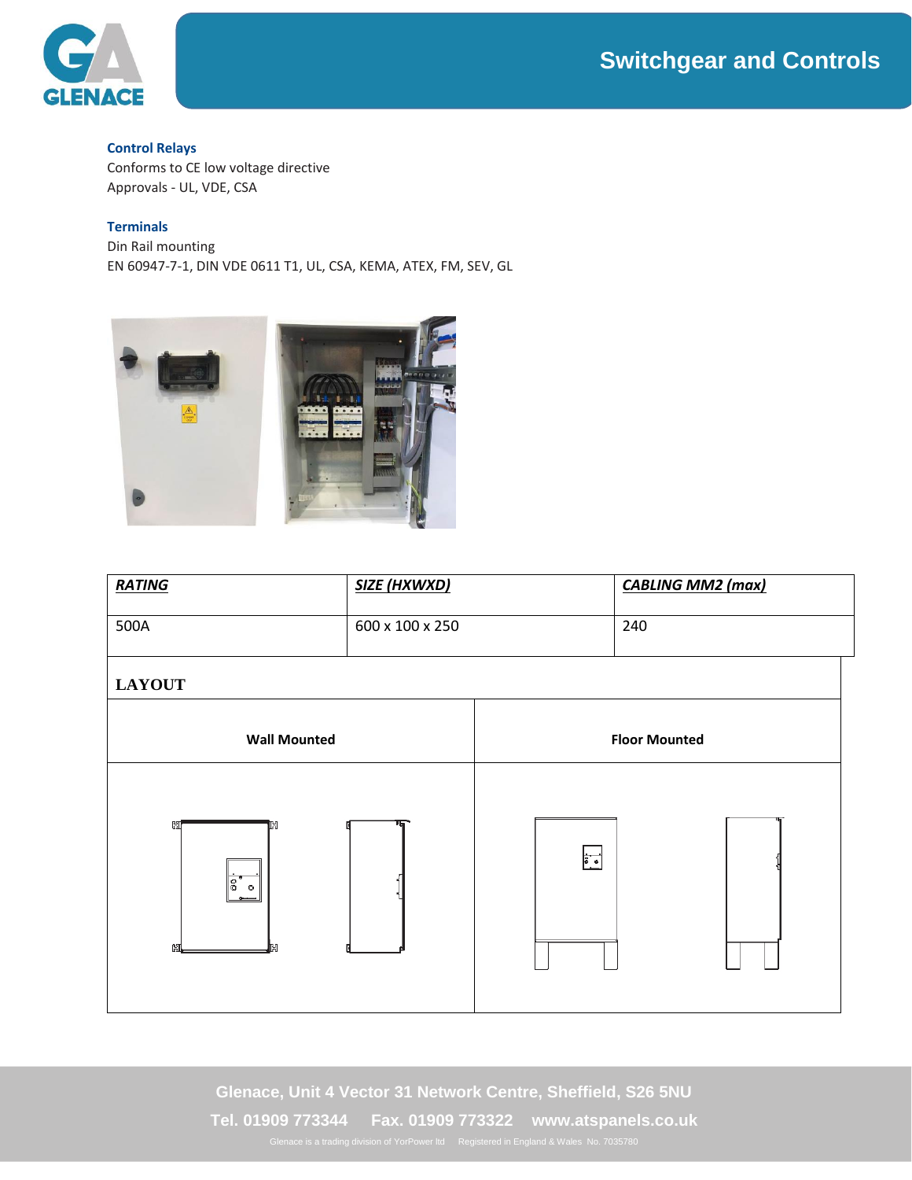**Control Relays**

Conforms to CE low voltage directive

Approvals - UL, VDE, CSA

**Terminals**

Din Rail mounting

EN 60947-7-1, DIN VDE 0611 T1, UL, CSA, KEMA, ATEX, FM, SEV, GL

| ***RATING*** | ***SIZE (HXWXD)*** | ***CABLING MM2 (max)*** |
|---|---|---|
| 500A | 600 x 100 x 250 | 240 |

**LAYOUT**

| **Wall Mounted** | **Floor Mounted** |
|---|---|
| | |